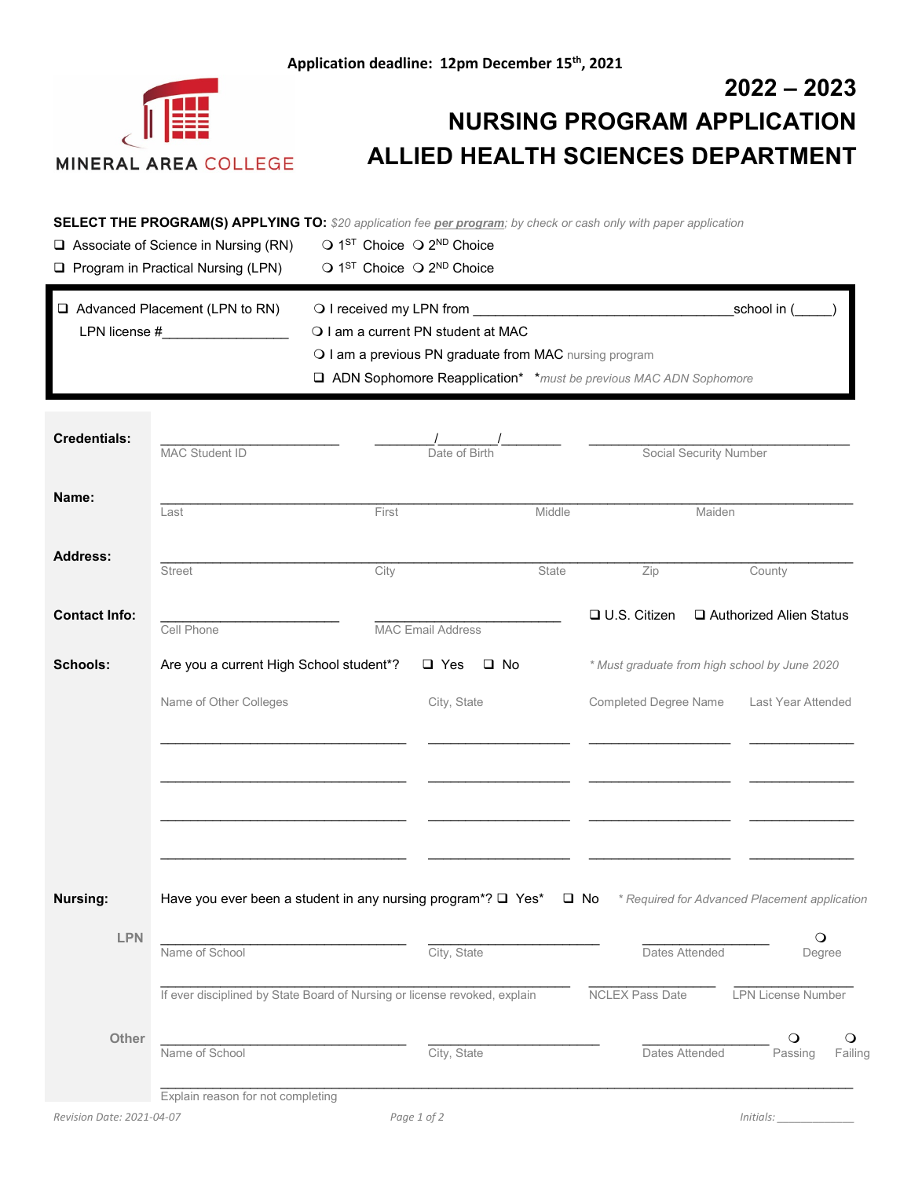Application deadline: 12pm December 15th, 2021

MINERAL AREA COLLEGE

# 2022 – 2023
# NURSING PROGRAM APPLICATION
# ALLIED HEALTH SCIENCES DEPARTMENT

**SELECT THE PROGRAM(S) APPLYING TO:** *$20 application fee **per program**; by check or cash only with paper application*

❑ Associate of Science in Nursing (RN) ❍ 1ST Choice ❍ 2ND Choice

❑ Program in Practical Nursing (LPN) ❍ 1ST Choice ❍ 2ND Choice

❑ Advanced Placement (LPN to RN) ❍ I received my LPN from ______________________school in (_____)

LPN license #________________ ❍ I am a current PN student at MAC

❍ I am a previous PN graduate from MAC nursing program

❑ ADN Sophomore Reapplication* **must be previous MAC ADN Sophomore*

**Credentials:** ____________________ MAC Student ID ____/____/____ Date of Birth ____________________ Social Security Number

**Name:** ________________________________________ Last First Middle Maiden

**Address:** ________________________________________ Street City State Zip County

**Contact Info:** ____________________ Cell Phone ____________________ MAC Email Address ❑ U.S. Citizen ❑ Authorized Alien Status

**Schools:** Are you a current High School student*? ❑ Yes ❑ No *\* Must graduate from high school by June 2020*

| Name of Other Colleges | City, State | Completed Degree Name | Last Year Attended |
|---|---|---|---|
| | | | |
| | | | |
| | | | |
| | | | |

**Nursing:** Have you ever been a student in any nursing program*? ❑ Yes* ❑ No *\* Required for Advanced Placement application*

**LPN**

____________________ Name of School ____________________ City, State ____________________ Dates Attended ❍ Degree

____________________ If ever disciplined by State Board of Nursing or license revoked, explain ____________ NCLEX Pass Date ____________ LPN License Number

**Other**

____________________ Name of School ____________________ City, State ____________________ Dates Attended ❍ Passing ❍ Failing

________________________________________ Explain reason for not completing

*Revision Date: 2021-04-07* *Initials: ____________*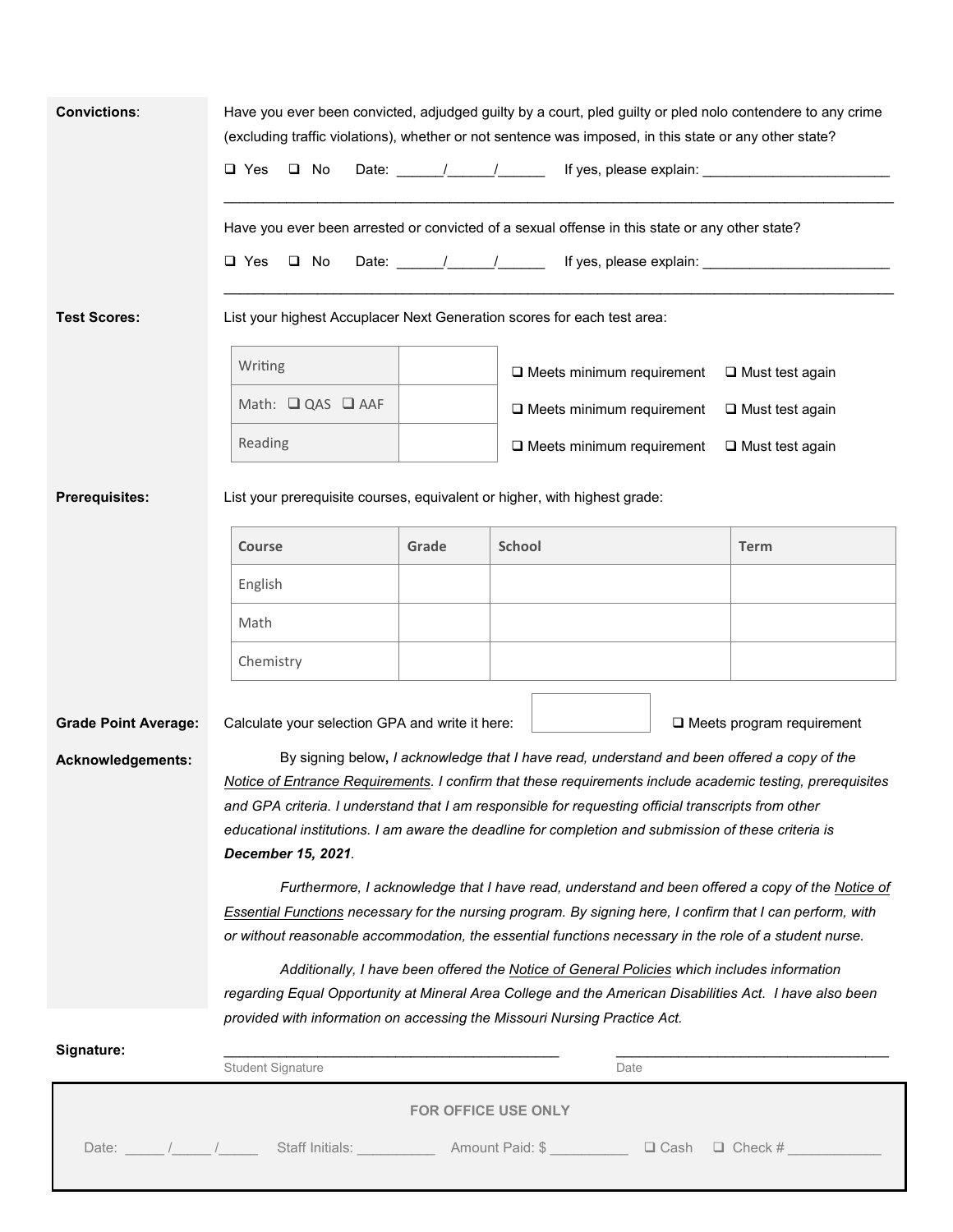**Convictions**:

Have you ever been convicted, adjudged guilty by a court, pled guilty or pled nolo contendere to any crime (excluding traffic violations), whether or not sentence was imposed, in this state or any other state?

❑ Yes ❑ No Date: ______/______/______ If yes, please explain: ________________________

________________________________________________________________________________________

Have you ever been arrested or convicted of a sexual offense in this state or any other state?

❑ Yes ❑ No Date: ______/______/______ If yes, please explain: ________________________

________________________________________________________________________________________

**Test Scores:**

List your highest Accuplacer Next Generation scores for each test area:

| | | | |
|---|---|---|---|
| Writing | | ❑ Meets minimum requirement | ❑ Must test again |
| Math: ❑ QAS ❑ AAF | | ❑ Meets minimum requirement | ❑ Must test again |
| Reading | | ❑ Meets minimum requirement | ❑ Must test again |

**Prerequisites:**

List your prerequisite courses, equivalent or higher, with highest grade:

| Course | Grade | School | Term |
|---|---|---|---|
| English | | | |
| Math | | | |
| Chemistry | | | |

**Grade Point Average:**

Calculate your selection GPA and write it here: [ ] ❑ Meets program requirement

**Acknowledgements:**

By signing below**,** *I acknowledge that I have read, understand and been offered a copy of the Notice of Entrance Requirements. I confirm that these requirements include academic testing, prerequisites and GPA criteria. I understand that I am responsible for requesting official transcripts from other educational institutions. I am aware the deadline for completion and submission of these criteria is* ***December 15, 2021****.*

*Furthermore, I acknowledge that I have read, understand and been offered a copy of the Notice of Essential Functions necessary for the nursing program. By signing here, I confirm that I can perform, with or without reasonable accommodation, the essential functions necessary in the role of a student nurse.*

*Additionally, I have been offered the Notice of General Policies which includes information regarding Equal Opportunity at Mineral Area College and the American Disabilities Act. I have also been provided with information on accessing the Missouri Nursing Practice Act.*

**Signature:**

______________________________________________ ____________________________________

Student Signature Date

**FOR OFFICE USE ONLY**

Date: _____/_____/_____ Staff Initials: __________ Amount Paid: $ __________ ❑ Cash ❑ Check # ____________